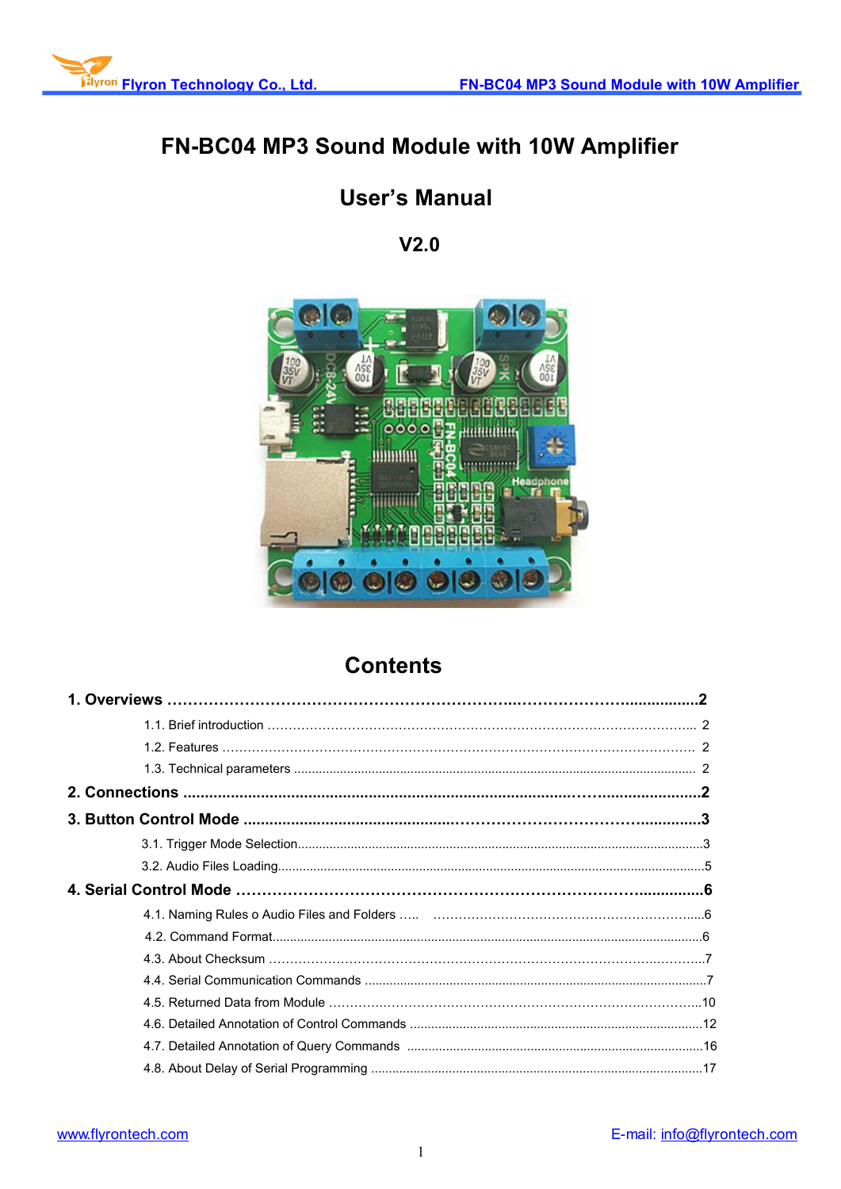# FN-BC04 MP3 Sound Module with 10W Amplifier

## User's Manual

## V2.0

## Contents

**1. Overviews ……………………………………………………………………………………2**

1.1. Brief introduction …………………………………………………………………………… 2

1.2. Features ……………………………………………………………………………………… 2

1.3. Technical parameters ……………………………………………………………………… 2

**2. Connections ……………………………………………………………………………………2**

**3. Button Control Mode ……………………………………………………………………………3**

3.1. Trigger Mode Selection……………………………………………………………………………3

3.2. Audio Files Loading……………………………………………………………………………………5

**4. Serial Control Mode ……………………………………………………………………………6**

4.1. Naming Rules o Audio Files and Folders ….. ………………………………………………6

4.2. Command Format……………………………………………………………………………………6

4.3. About Checksum ……………………………………………………………………………………7

4.4. Serial Communication Commands ……………………………………………………………7

4.5. Returned Data from Module ……………………………………………………………………10

4.6. Detailed Annotation of Control Commands …………………………………………………12

4.7. Detailed Annotation of Query Commands ……………………………………………………16

4.8. About Delay of Serial Programming ……………………………………………………………17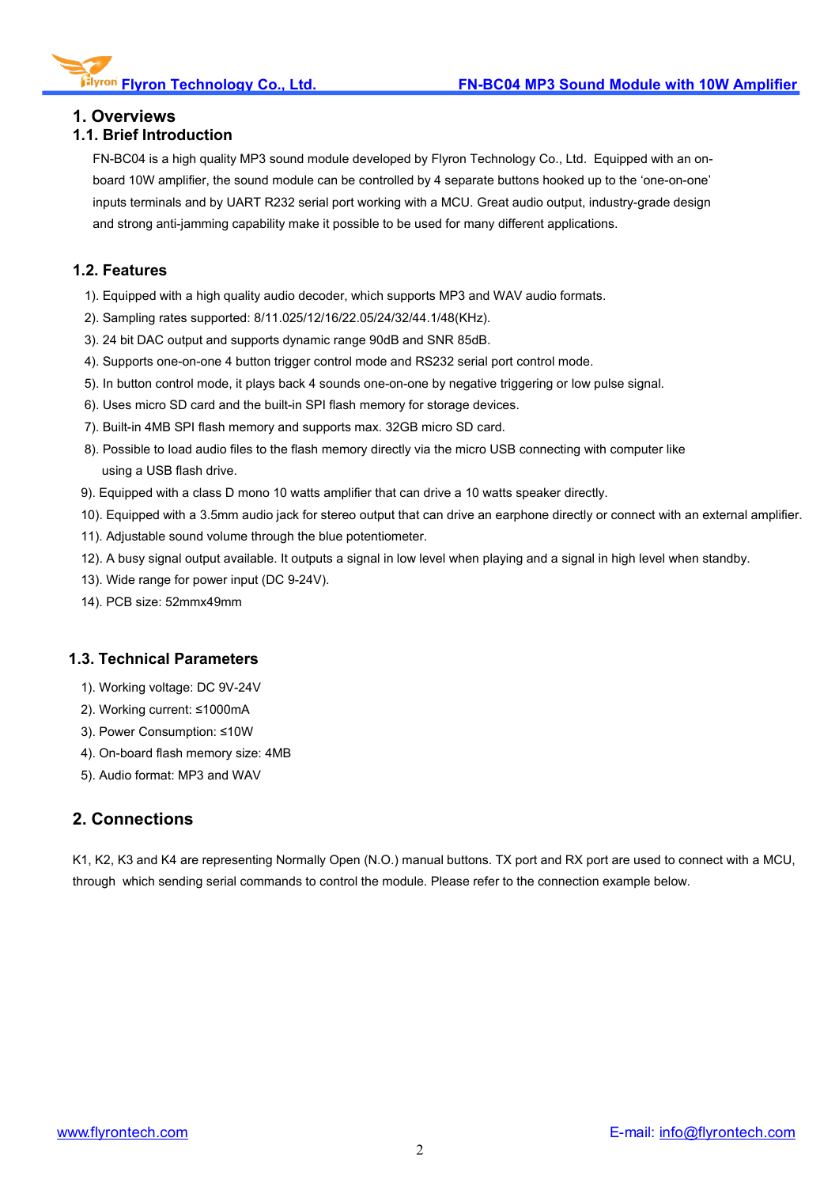# 1. Overviews

## 1.1. Brief Introduction

FN-BC04 is a high quality MP3 sound module developed by Flyron Technology Co., Ltd. Equipped with an on-board 10W amplifier, the sound module can be controlled by 4 separate buttons hooked up to the 'one-on-one' inputs terminals and by UART R232 serial port working with a MCU. Great audio output, industry-grade design and strong anti-jamming capability make it possible to be used for many different applications.

## 1.2. Features

1). Equipped with a high quality audio decoder, which supports MP3 and WAV audio formats.

2). Sampling rates supported: 8/11.025/12/16/22.05/24/32/44.1/48(KHz).

3). 24 bit DAC output and supports dynamic range 90dB and SNR 85dB.

4). Supports one-on-one 4 button trigger control mode and RS232 serial port control mode.

5). In button control mode, it plays back 4 sounds one-on-one by negative triggering or low pulse signal.

6). Uses micro SD card and the built-in SPI flash memory for storage devices.

7). Built-in 4MB SPI flash memory and supports max. 32GB micro SD card.

8). Possible to load audio files to the flash memory directly via the micro USB connecting with computer like using a USB flash drive.

9). Equipped with a class D mono 10 watts amplifier that can drive a 10 watts speaker directly.

10). Equipped with a 3.5mm audio jack for stereo output that can drive an earphone directly or connect with an external amplifier.

11). Adjustable sound volume through the blue potentiometer.

12). A busy signal output available. It outputs a signal in low level when playing and a signal in high level when standby.

13). Wide range for power input (DC 9-24V).

14). PCB size: 52mmx49mm

## 1.3. Technical Parameters

1). Working voltage: DC 9V-24V

2). Working current: ≤1000mA

3). Power Consumption: ≤10W

4). On-board flash memory size: 4MB

5). Audio format: MP3 and WAV

# 2. Connections

K1, K2, K3 and K4 are representing Normally Open (N.O.) manual buttons. TX port and RX port are used to connect with a MCU, through which sending serial commands to control the module. Please refer to the connection example below.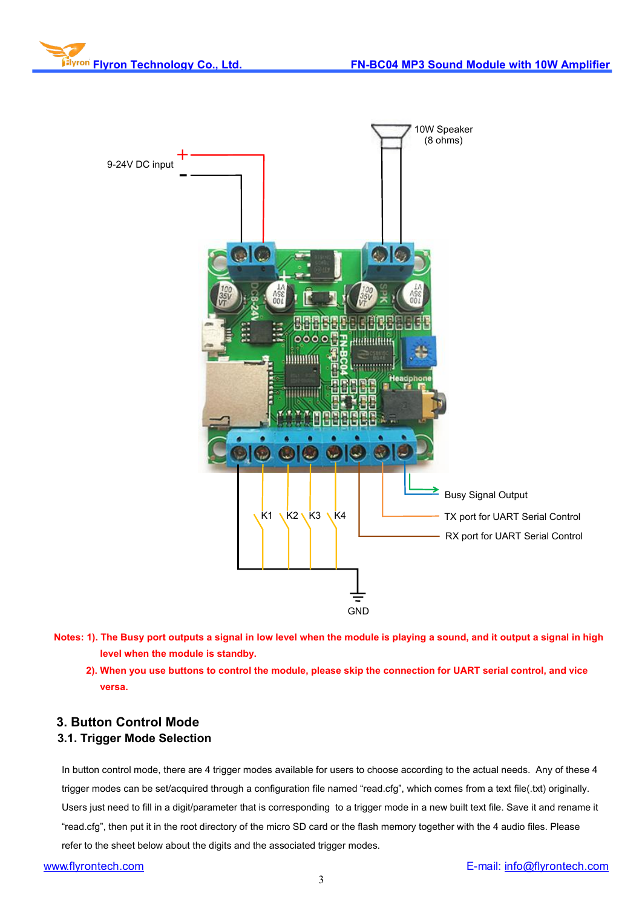9-24V DC input

10W Speaker
(8 ohms)

K1 K2 K3 K4

Busy Signal Output

TX port for UART Serial Control

RX port for UART Serial Control

GND

**Notes: 1). The Busy port outputs a signal in low level when the module is playing a sound, and it output a signal in high level when the module is standby.**

**2). When you use buttons to control the module, please skip the connection for UART serial control, and vice versa.**

## 3. Button Control Mode

### 3.1. Trigger Mode Selection

In button control mode, there are 4 trigger modes available for users to choose according to the actual needs. Any of these 4 trigger modes can be set/acquired through a configuration file named "read.cfg", which comes from a text file(.txt) originally. Users just need to fill in a digit/parameter that is corresponding to a trigger mode in a new built text file. Save it and rename it "read.cfg", then put it in the root directory of the micro SD card or the flash memory together with the 4 audio files. Please refer to the sheet below about the digits and the associated trigger modes.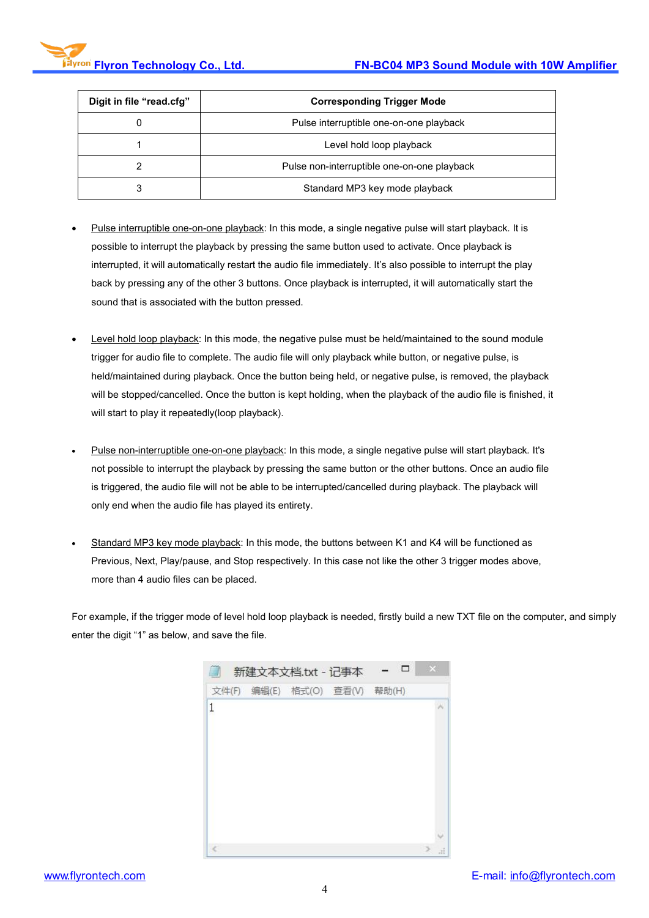| Digit in file "read.cfg" | Corresponding Trigger Mode |
|---|---|
| 0 | Pulse interruptible one-on-one playback |
| 1 | Level hold loop playback |
| 2 | Pulse non-interruptible one-on-one playback |
| 3 | Standard MP3 key mode playback |

- Pulse interruptible one-on-one playback: In this mode, a single negative pulse will start playback. It is possible to interrupt the playback by pressing the same button used to activate. Once playback is interrupted, it will automatically restart the audio file immediately. It's also possible to interrupt the play back by pressing any of the other 3 buttons. Once playback is interrupted, it will automatically start the sound that is associated with the button pressed.

- Level hold loop playback: In this mode, the negative pulse must be held/maintained to the sound module trigger for audio file to complete. The audio file will only playback while button, or negative pulse, is held/maintained during playback. Once the button being held, or negative pulse, is removed, the playback will be stopped/cancelled. Once the button is kept holding, when the playback of the audio file is finished, it will start to play it repeatedly(loop playback).

- Pulse non-interruptible one-on-one playback: In this mode, a single negative pulse will start playback. It's not possible to interrupt the playback by pressing the same button or the other buttons. Once an audio file is triggered, the audio file will not be able to be interrupted/cancelled during playback. The playback will only end when the audio file has played its entirety.

- Standard MP3 key mode playback: In this mode, the buttons between K1 and K4 will be functioned as Previous, Next, Play/pause, and Stop respectively. In this case not like the other 3 trigger modes above, more than 4 audio files can be placed.

For example, if the trigger mode of level hold loop playback is needed, firstly build a new TXT file on the computer, and simply enter the digit "1" as below, and save the file.

新建文本文档.txt - 记事本

文件(F) 编辑(E) 格式(O) 查看(V) 帮助(H)

1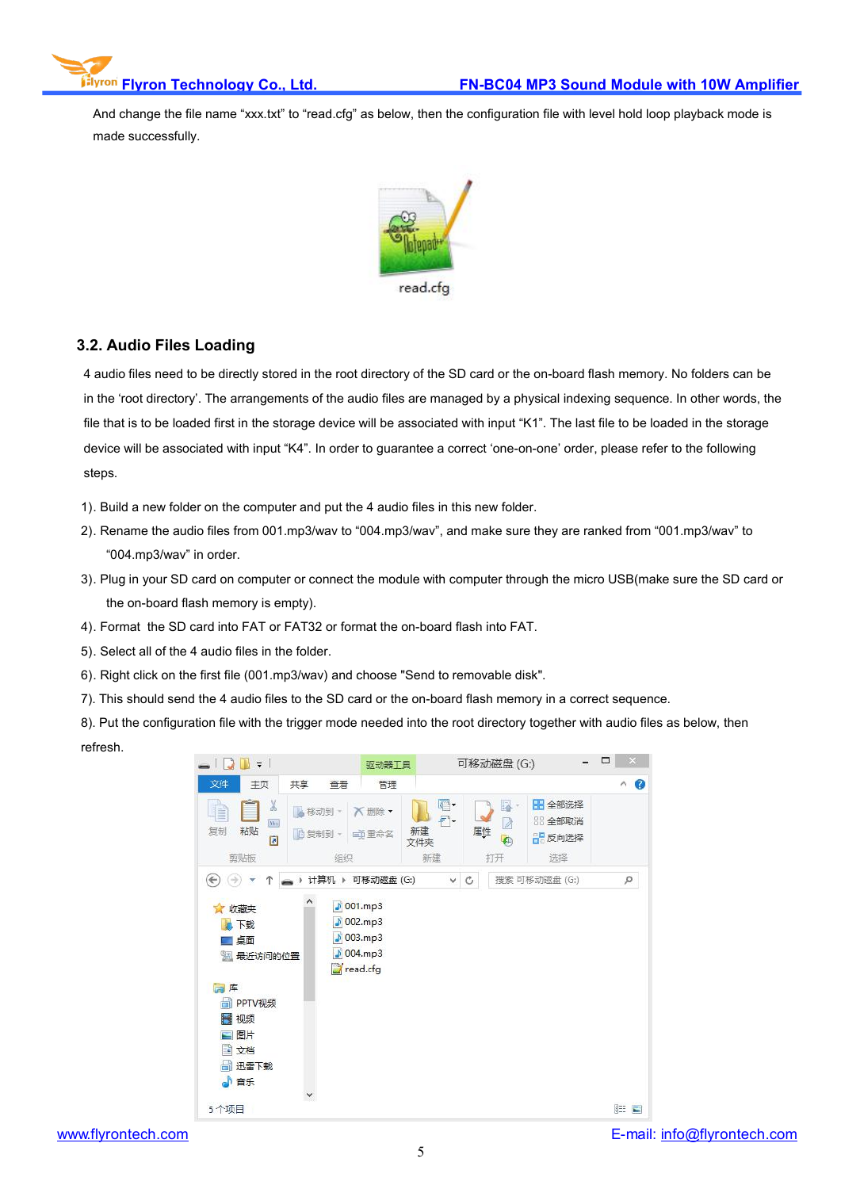And change the file name “xxx.txt” to “read.cfg” as below, then the configuration file with level hold loop playback mode is made successfully.

read.cfg

### 3.2. Audio Files Loading

4 audio files need to be directly stored in the root directory of the SD card or the on-board flash memory. No folders can be in the ‘root directory’. The arrangements of the audio files are managed by a physical indexing sequence. In other words, the file that is to be loaded first in the storage device will be associated with input “K1”. The last file to be loaded in the storage device will be associated with input “K4”. In order to guarantee a correct ‘one-on-one’ order, please refer to the following steps.

1). Build a new folder on the computer and put the 4 audio files in this new folder.

2). Rename the audio files from 001.mp3/wav to “004.mp3/wav”, and make sure they are ranked from “001.mp3/wav” to “004.mp3/wav” in order.

3). Plug in your SD card on computer or connect the module with computer through the micro USB(make sure the SD card or the on-board flash memory is empty).

4). Format the SD card into FAT or FAT32 or format the on-board flash into FAT.

5). Select all of the 4 audio files in the folder.

6). Right click on the first file (001.mp3/wav) and choose "Send to removable disk".

7). This should send the 4 audio files to the SD card or the on-board flash memory in a correct sequence.

8). Put the configuration file with the trigger mode needed into the root directory together with audio files as below, then refresh.

001.mp3
002.mp3
003.mp3
004.mp3
read.cfg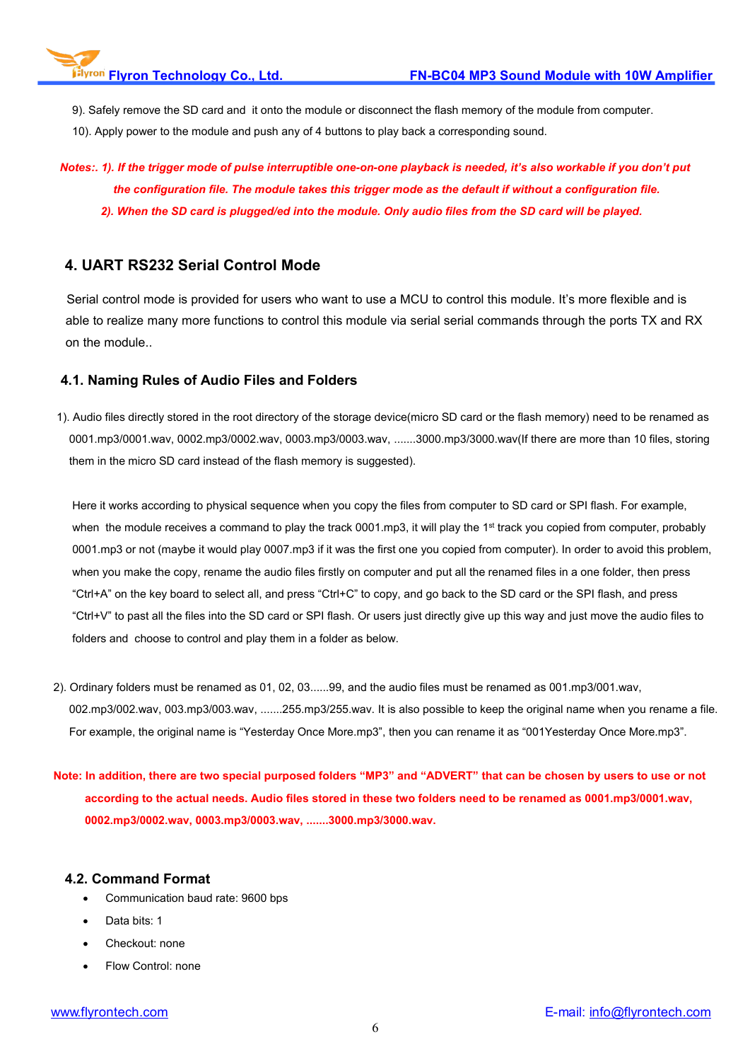9). Safely remove the SD card and it onto the module or disconnect the flash memory of the module from computer.

10). Apply power to the module and push any of 4 buttons to play back a corresponding sound.

***Notes:. 1). If the trigger mode of pulse interruptible one-on-one playback is needed, it's also workable if you don't put the configuration file. The module takes this trigger mode as the default if without a configuration file.***

***2). When the SD card is plugged/ed into the module. Only audio files from the SD card will be played.***

## 4. UART RS232 Serial Control Mode

Serial control mode is provided for users who want to use a MCU to control this module. It's more flexible and is able to realize many more functions to control this module via serial serial commands through the ports TX and RX on the module..

### 4.1. Naming Rules of Audio Files and Folders

1). Audio files directly stored in the root directory of the storage device(micro SD card or the flash memory) need to be renamed as 0001.mp3/0001.wav, 0002.mp3/0002.wav, 0003.mp3/0003.wav, .......3000.mp3/3000.wav(If there are more than 10 files, storing them in the micro SD card instead of the flash memory is suggested).

Here it works according to physical sequence when you copy the files from computer to SD card or SPI flash. For example, when the module receives a command to play the track 0001.mp3, it will play the 1st track you copied from computer, probably 0001.mp3 or not (maybe it would play 0007.mp3 if it was the first one you copied from computer). In order to avoid this problem, when you make the copy, rename the audio files firstly on computer and put all the renamed files in a one folder, then press "Ctrl+A" on the key board to select all, and press "Ctrl+C" to copy, and go back to the SD card or the SPI flash, and press "Ctrl+V" to past all the files into the SD card or SPI flash. Or users just directly give up this way and just move the audio files to folders and choose to control and play them in a folder as below.

2). Ordinary folders must be renamed as 01, 02, 03......99, and the audio files must be renamed as 001.mp3/001.wav, 002.mp3/002.wav, 003.mp3/003.wav, .......255.mp3/255.wav. It is also possible to keep the original name when you rename a file. For example, the original name is "Yesterday Once More.mp3", then you can rename it as "001Yesterday Once More.mp3".

**Note: In addition, there are two special purposed folders "MP3" and "ADVERT" that can be chosen by users to use or not according to the actual needs. Audio files stored in these two folders need to be renamed as 0001.mp3/0001.wav, 0002.mp3/0002.wav, 0003.mp3/0003.wav, .......3000.mp3/3000.wav.**

### 4.2. Command Format

- Communication baud rate: 9600 bps
- Data bits: 1
- Checkout: none
- Flow Control: none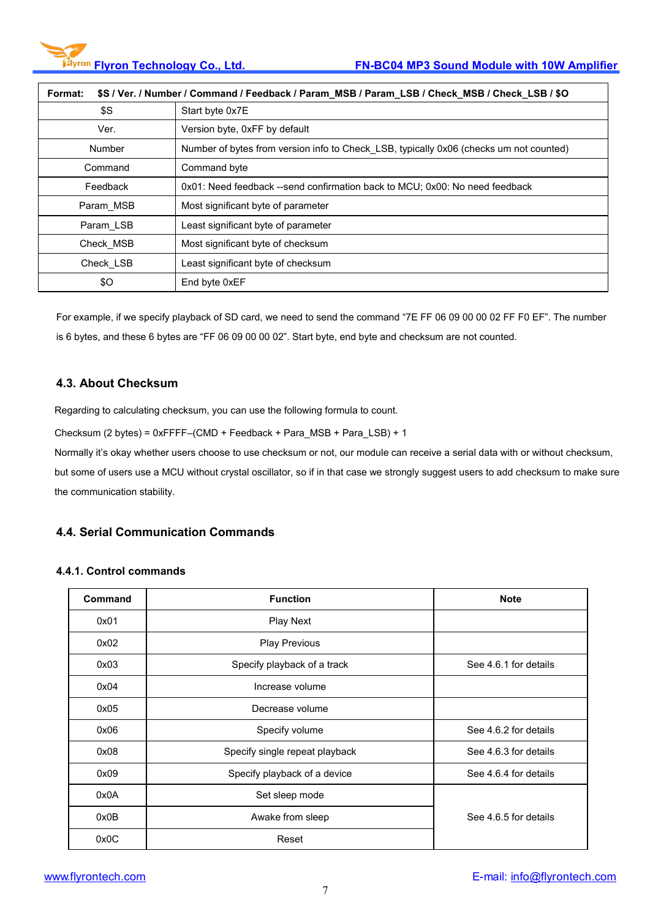| Format: | $S / Ver. / Number / Command / Feedback / Param_MSB / Param_LSB / Check_MSB / Check_LSB / $O |
|---|---|
| $S | Start byte 0x7E |
| Ver. | Version byte, 0xFF by default |
| Number | Number of bytes from version info to Check_LSB, typically 0x06 (checks um not counted) |
| Command | Command byte |
| Feedback | 0x01: Need feedback --send confirmation back to MCU; 0x00: No need feedback |
| Param_MSB | Most significant byte of parameter |
| Param_LSB | Least significant byte of parameter |
| Check_MSB | Most significant byte of checksum |
| Check_LSB | Least significant byte of checksum |
| $O | End byte 0xEF |

For example, if we specify playback of SD card, we need to send the command "7E FF 06 09 00 00 02 FF F0 EF". The number is 6 bytes, and these 6 bytes are "FF 06 09 00 00 02". Start byte, end byte and checksum are not counted.

### 4.3. About Checksum

Regarding to calculating checksum, you can use the following formula to count.

Checksum (2 bytes) = 0xFFFF–(CMD + Feedback + Para_MSB + Para_LSB) + 1

Normally it's okay whether users choose to use checksum or not, our module can receive a serial data with or without checksum, but some of users use a MCU without crystal oscillator, so if in that case we strongly suggest users to add checksum to make sure the communication stability.

### 4.4. Serial Communication Commands

#### 4.4.1. Control commands

| Command | Function | Note |
|---|---|---|
| 0x01 | Play Next | |
| 0x02 | Play Previous | |
| 0x03 | Specify playback of a track | See 4.6.1 for details |
| 0x04 | Increase volume | |
| 0x05 | Decrease volume | |
| 0x06 | Specify volume | See 4.6.2 for details |
| 0x08 | Specify single repeat playback | See 4.6.3 for details |
| 0x09 | Specify playback of a device | See 4.6.4 for details |
| 0x0A | Set sleep mode | See 4.6.5 for details |
| 0x0B | Awake from sleep | |
| 0x0C | Reset | |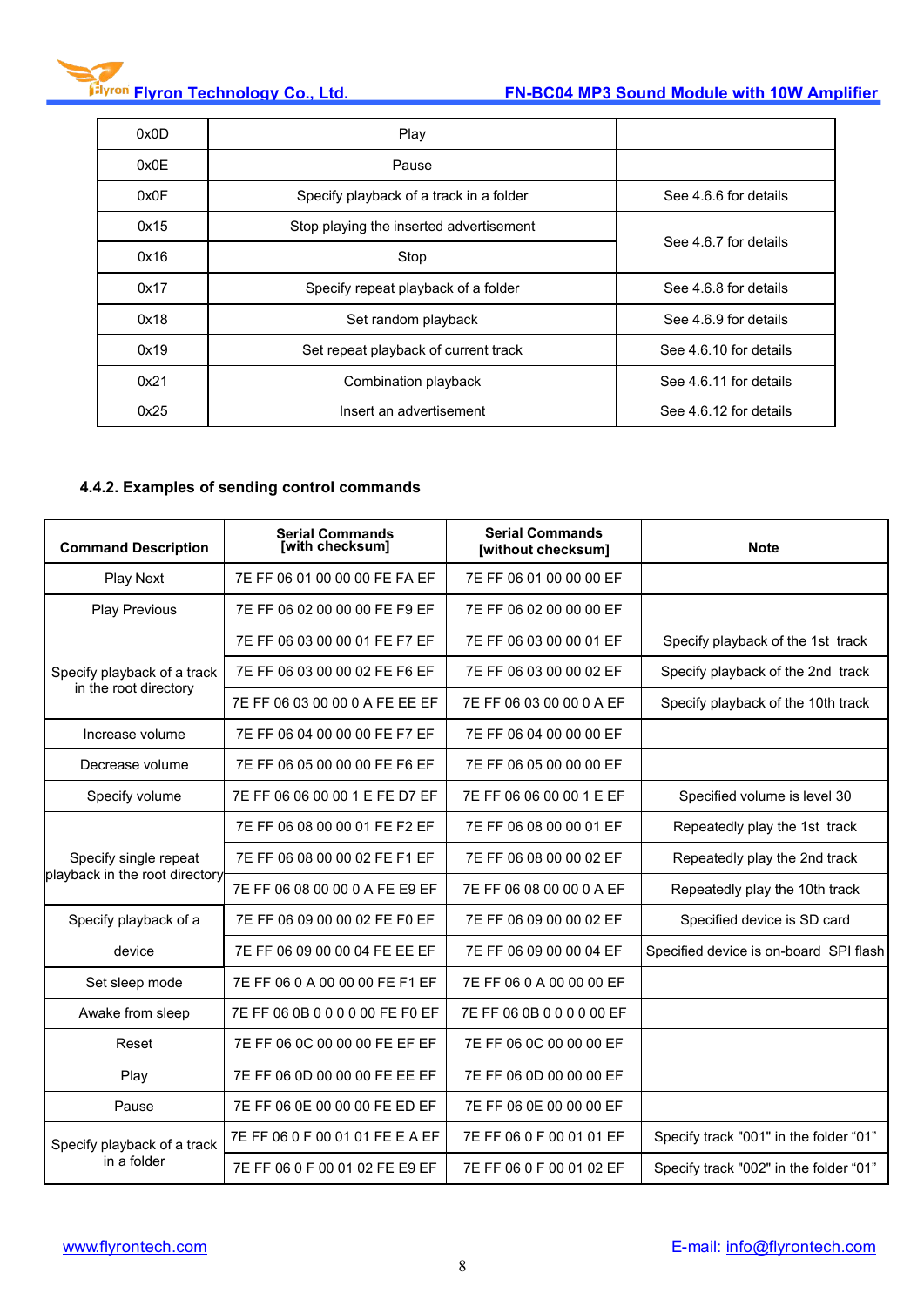| 0x0D | Play | |
|---|---|---|
| 0x0E | Pause | |
| 0x0F | Specify playback of a track in a folder | See 4.6.6 for details |
| 0x15 | Stop playing the inserted advertisement | See 4.6.7 for details |
| 0x16 | Stop | |
| 0x17 | Specify repeat playback of a folder | See 4.6.8 for details |
| 0x18 | Set random playback | See 4.6.9 for details |
| 0x19 | Set repeat playback of current track | See 4.6.10 for details |
| 0x21 | Combination playback | See 4.6.11 for details |
| 0x25 | Insert an advertisement | See 4.6.12 for details |

#### 4.4.2. Examples of sending control commands

| Command Description | Serial Commands [with checksum] | Serial Commands [without checksum] | Note |
|---|---|---|---|
| Play Next | 7E FF 06 01 00 00 00 FE FA EF | 7E FF 06 01 00 00 00 EF | |
| Play Previous | 7E FF 06 02 00 00 00 FE F9 EF | 7E FF 06 02 00 00 00 EF | |
| Specify playback of a track in the root directory | 7E FF 06 03 00 00 01 FE F7 EF | 7E FF 06 03 00 00 01 EF | Specify playback of the 1st track |
| | 7E FF 06 03 00 00 02 FE F6 EF | 7E FF 06 03 00 00 02 EF | Specify playback of the 2nd track |
| | 7E FF 06 03 00 00 0 A FE EE EF | 7E FF 06 03 00 00 0 A EF | Specify playback of the 10th track |
| Increase volume | 7E FF 06 04 00 00 00 FE F7 EF | 7E FF 06 04 00 00 00 EF | |
| Decrease volume | 7E FF 06 05 00 00 00 FE F6 EF | 7E FF 06 05 00 00 00 EF | |
| Specify volume | 7E FF 06 06 00 00 1 E FE D7 EF | 7E FF 06 06 00 00 1 E EF | Specified volume is level 30 |
| Specify single repeat playback in the root directory | 7E FF 06 08 00 00 01 FE F2 EF | 7E FF 06 08 00 00 01 EF | Repeatedly play the 1st track |
| | 7E FF 06 08 00 00 02 FE F1 EF | 7E FF 06 08 00 00 02 EF | Repeatedly play the 2nd track |
| | 7E FF 06 08 00 00 0 A FE E9 EF | 7E FF 06 08 00 00 0 A EF | Repeatedly play the 10th track |
| Specify playback of a device | 7E FF 06 09 00 00 02 FE F0 EF | 7E FF 06 09 00 00 02 EF | Specified device is SD card |
| | 7E FF 06 09 00 00 04 FE EE EF | 7E FF 06 09 00 00 04 EF | Specified device is on-board SPI flash |
| Set sleep mode | 7E FF 06 0 A 00 00 00 FE F1 EF | 7E FF 06 0 A 00 00 00 EF | |
| Awake from sleep | 7E FF 06 0B 0 0 0 0 00 FE F0 EF | 7E FF 06 0B 0 0 0 0 00 EF | |
| Reset | 7E FF 06 0C 00 00 00 FE EF EF | 7E FF 06 0C 00 00 00 EF | |
| Play | 7E FF 06 0D 00 00 00 FE EE EF | 7E FF 06 0D 00 00 00 EF | |
| Pause | 7E FF 06 0E 00 00 00 FE ED EF | 7E FF 06 0E 00 00 00 EF | |
| Specify playback of a track in a folder | 7E FF 06 0 F 00 01 01 FE E A EF | 7E FF 06 0 F 00 01 01 EF | Specify track "001" in the folder "01" |
| | 7E FF 06 0 F 00 01 02 FE E9 EF | 7E FF 06 0 F 00 01 02 EF | Specify track "002" in the folder "01" |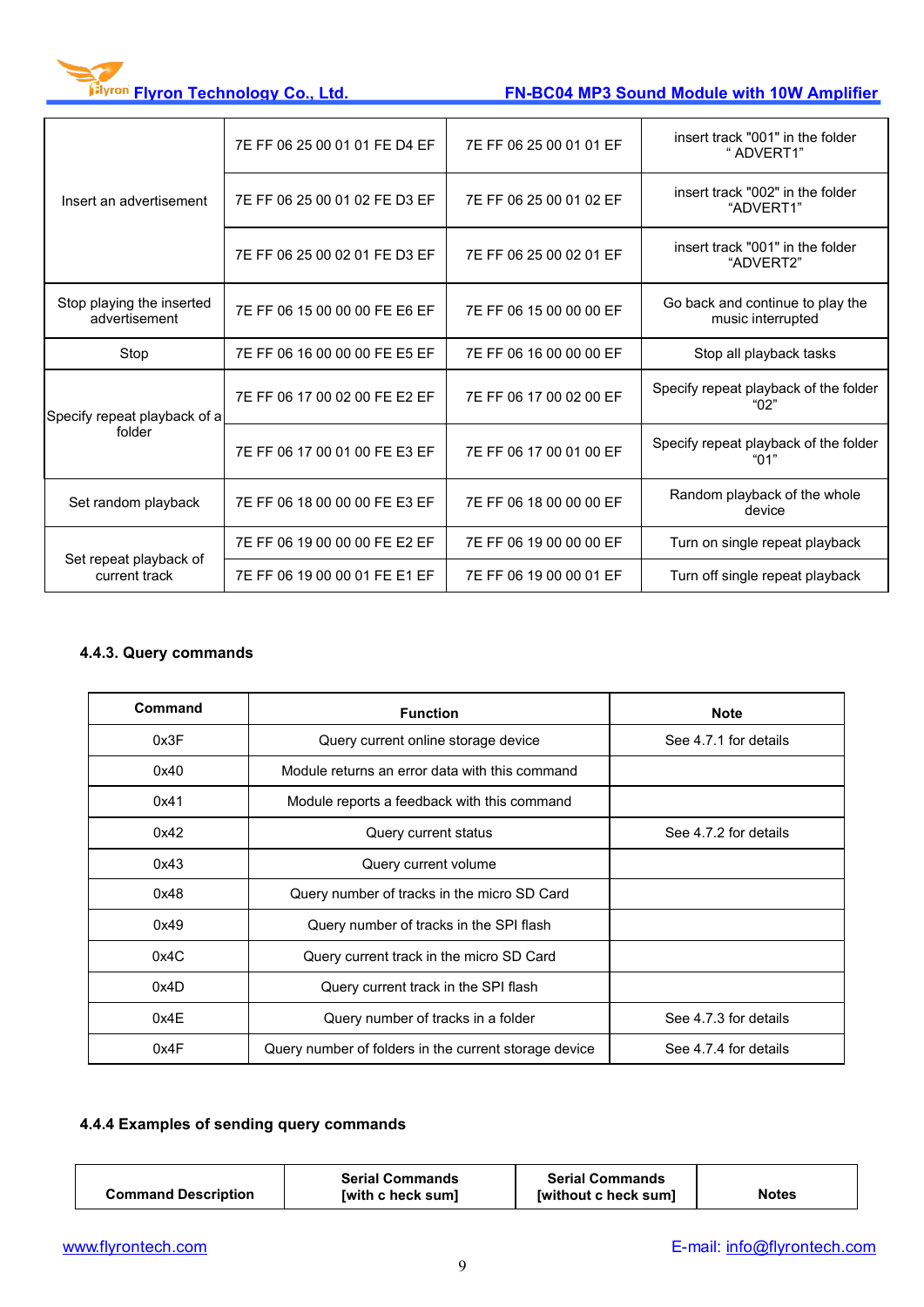| | | | |
|---|---|---|---|
| Insert an advertisement | 7E FF 06 25 00 01 01 FE D4 EF | 7E FF 06 25 00 01 01 EF | insert track "001" in the folder " ADVERT1" |
| | 7E FF 06 25 00 01 02 FE D3 EF | 7E FF 06 25 00 01 02 EF | insert track "002" in the folder "ADVERT1" |
| | 7E FF 06 25 00 02 01 FE D3 EF | 7E FF 06 25 00 02 01 EF | insert track "001" in the folder "ADVERT2" |
| Stop playing the inserted advertisement | 7E FF 06 15 00 00 00 FE E6 EF | 7E FF 06 15 00 00 00 EF | Go back and continue to play the music interrupted |
| Stop | 7E FF 06 16 00 00 00 FE E5 EF | 7E FF 06 16 00 00 00 EF | Stop all playback tasks |
| Specify repeat playback of a folder | 7E FF 06 17 00 02 00 FE E2 EF | 7E FF 06 17 00 02 00 EF | Specify repeat playback of the folder "02" |
| | 7E FF 06 17 00 01 00 FE E3 EF | 7E FF 06 17 00 01 00 EF | Specify repeat playback of the folder "01" |
| Set random playback | 7E FF 06 18 00 00 00 FE E3 EF | 7E FF 06 18 00 00 00 EF | Random playback of the whole device |
| Set repeat playback of current track | 7E FF 06 19 00 00 00 FE E2 EF | 7E FF 06 19 00 00 00 EF | Turn on single repeat playback |
| | 7E FF 06 19 00 00 01 FE E1 EF | 7E FF 06 19 00 00 01 EF | Turn off single repeat playback |

#### 4.4.3. Query commands

| Command | Function | Note |
|---|---|---|
| 0x3F | Query current online storage device | See 4.7.1 for details |
| 0x40 | Module returns an error data with this command | |
| 0x41 | Module reports a feedback with this command | |
| 0x42 | Query current status | See 4.7.2 for details |
| 0x43 | Query current volume | |
| 0x48 | Query number of tracks in the micro SD Card | |
| 0x49 | Query number of tracks in the SPI flash | |
| 0x4C | Query current track in the micro SD Card | |
| 0x4D | Query current track in the SPI flash | |
| 0x4E | Query number of tracks in a folder | See 4.7.3 for details |
| 0x4F | Query number of folders in the current storage device | See 4.7.4 for details |

#### 4.4.4 Examples of sending query commands

| Command Description | Serial Commands [with c heck sum] | Serial Commands [without c heck sum] | Notes |
|---|---|---|---|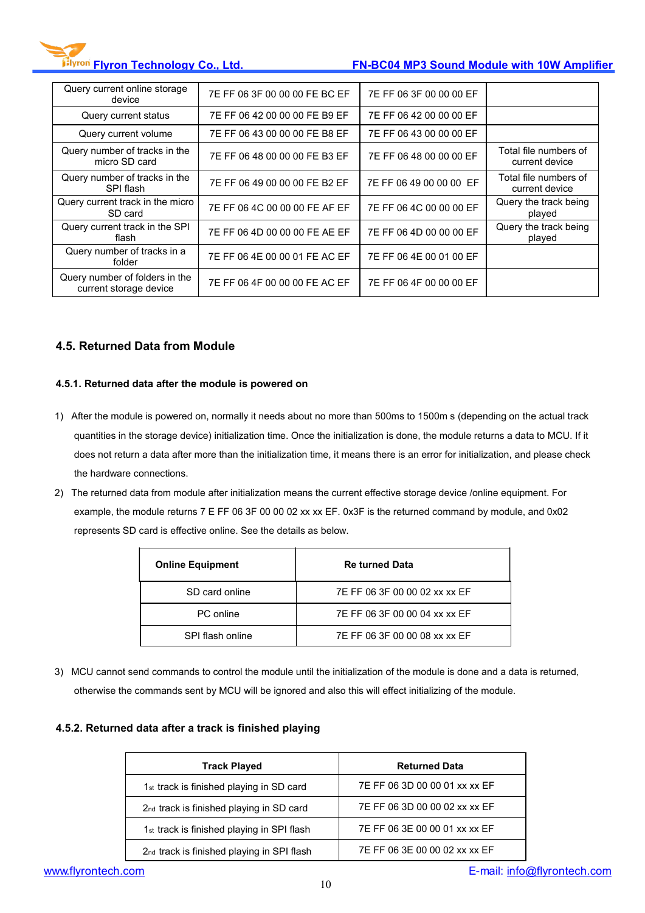| | | | |
|---|---|---|---|
| Query current online storage device | 7E FF 06 3F 00 00 00 FE BC EF | 7E FF 06 3F 00 00 00 EF | |
| Query current status | 7E FF 06 42 00 00 00 FE B9 EF | 7E FF 06 42 00 00 00 EF | |
| Query current volume | 7E FF 06 43 00 00 00 FE B8 EF | 7E FF 06 43 00 00 00 EF | |
| Query number of tracks in the micro SD card | 7E FF 06 48 00 00 00 FE B3 EF | 7E FF 06 48 00 00 00 EF | Total file numbers of current device |
| Query number of tracks in the SPI flash | 7E FF 06 49 00 00 00 FE B2 EF | 7E FF 06 49 00 00 00 EF | Total file numbers of current device |
| Query current track in the micro SD card | 7E FF 06 4C 00 00 00 FE AF EF | 7E FF 06 4C 00 00 00 EF | Query the track being played |
| Query current track in the SPI flash | 7E FF 06 4D 00 00 00 FE AE EF | 7E FF 06 4D 00 00 00 EF | Query the track being played |
| Query number of tracks in a folder | 7E FF 06 4E 00 00 01 FE AC EF | 7E FF 06 4E 00 01 00 EF | |
| Query number of folders in the current storage device | 7E FF 06 4F 00 00 00 FE AC EF | 7E FF 06 4F 00 00 00 EF | |

## 4.5. Returned Data from Module

### 4.5.1. Returned data after the module is powered on

1) After the module is powered on, normally it needs about no more than 500ms to 1500m s (depending on the actual track quantities in the storage device) initialization time. Once the initialization is done, the module returns a data to MCU. If it does not return a data after more than the initialization time, it means there is an error for initialization, and please check the hardware connections.
2) The returned data from module after initialization means the current effective storage device /online equipment. For example, the module returns 7 E FF 06 3F 00 00 02 xx xx EF. 0x3F is the returned command by module, and 0x02 represents SD card is effective online. See the details as below.

| Online Equipment | Re turned Data |
|---|---|
| SD card online | 7E FF 06 3F 00 00 02 xx xx EF |
| PC online | 7E FF 06 3F 00 00 04 xx xx EF |
| SPI flash online | 7E FF 06 3F 00 00 08 xx xx EF |

3) MCU cannot send commands to control the module until the initialization of the module is done and a data is returned, otherwise the commands sent by MCU will be ignored and also this will effect initializing of the module.

### 4.5.2. Returned data after a track is finished playing

| Track Played | Returned Data |
|---|---|
| 1st track is finished playing in SD card | 7E FF 06 3D 00 00 01 xx xx EF |
| 2nd track is finished playing in SD card | 7E FF 06 3D 00 00 02 xx xx EF |
| 1st track is finished playing in SPI flash | 7E FF 06 3E 00 00 01 xx xx EF |
| 2nd track is finished playing in SPI flash | 7E FF 06 3E 00 00 02 xx xx EF |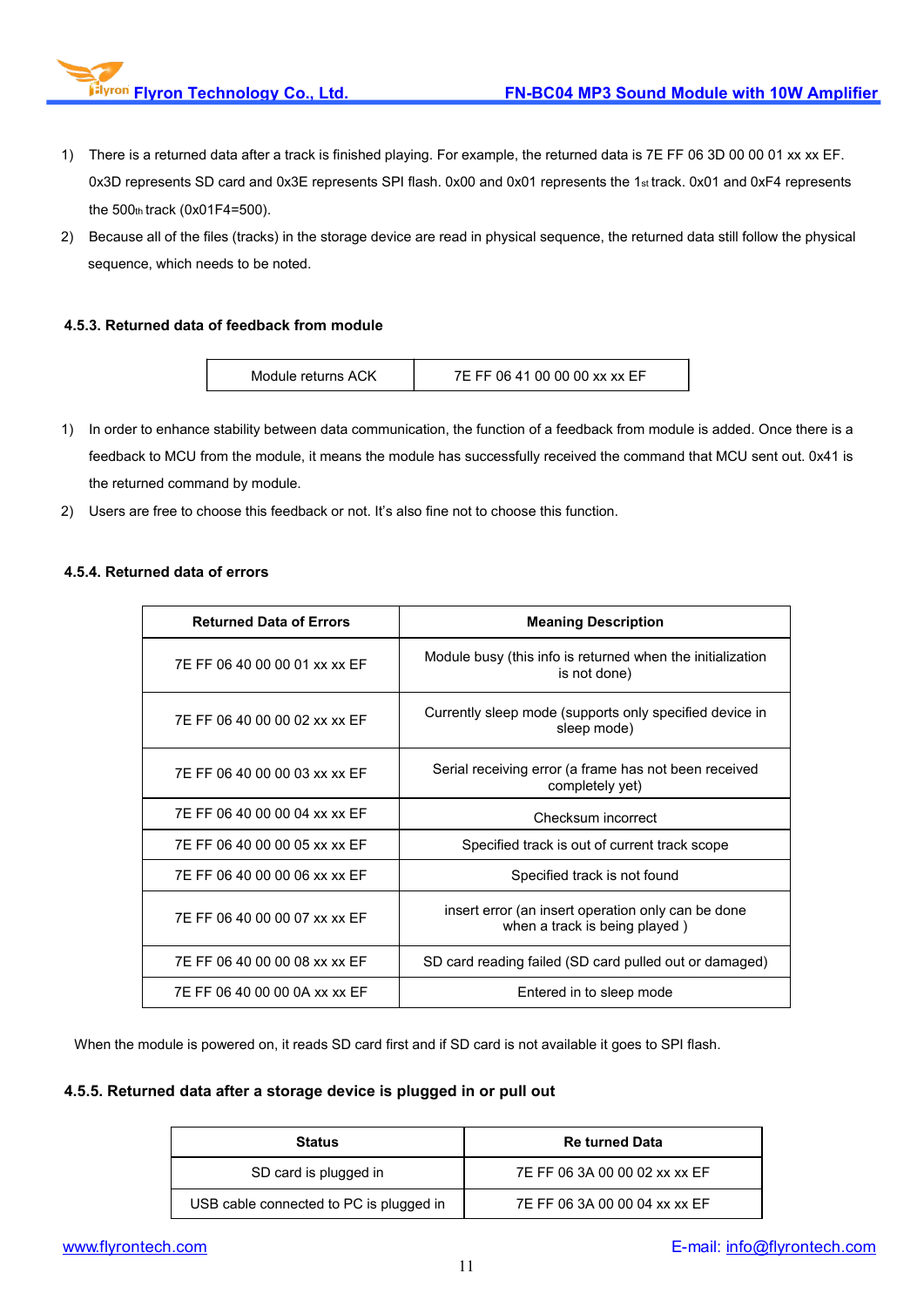1) There is a returned data after a track is finished playing. For example, the returned data is 7E FF 06 3D 00 00 01 xx xx EF. 0x3D represents SD card and 0x3E represents SPI flash. 0x00 and 0x01 represents the 1st track. 0x01 and 0xF4 represents the 500th track (0x01F4=500).
2) Because all of the files (tracks) in the storage device are read in physical sequence, the returned data still follow the physical sequence, which needs to be noted.

### 4.5.3. Returned data of feedback from module

| | |
|---|---|
| Module returns ACK | 7E FF 06 41 00 00 00 xx xx EF |

1) In order to enhance stability between data communication, the function of a feedback from module is added. Once there is a feedback to MCU from the module, it means the module has successfully received the command that MCU sent out. 0x41 is the returned command by module.
2) Users are free to choose this feedback or not. It's also fine not to choose this function.

### 4.5.4. Returned data of errors

| Returned Data of Errors | Meaning Description |
|---|---|
| 7E FF 06 40 00 00 01 xx xx EF | Module busy (this info is returned when the initialization is not done) |
| 7E FF 06 40 00 00 02 xx xx EF | Currently sleep mode (supports only specified device in sleep mode) |
| 7E FF 06 40 00 00 03 xx xx EF | Serial receiving error (a frame has not been received completely yet) |
| 7E FF 06 40 00 00 04 xx xx EF | Checksum incorrect |
| 7E FF 06 40 00 00 05 xx xx EF | Specified track is out of current track scope |
| 7E FF 06 40 00 00 06 xx xx EF | Specified track is not found |
| 7E FF 06 40 00 00 07 xx xx EF | insert error (an insert operation only can be done when a track is being played ) |
| 7E FF 06 40 00 00 08 xx xx EF | SD card reading failed (SD card pulled out or damaged) |
| 7E FF 06 40 00 00 0A xx xx EF | Entered in to sleep mode |

When the module is powered on, it reads SD card first and if SD card is not available it goes to SPI flash.

### 4.5.5. Returned data after a storage device is plugged in or pull out

| Status | Re turned Data |
|---|---|
| SD card is plugged in | 7E FF 06 3A 00 00 02 xx xx EF |
| USB cable connected to PC is plugged in | 7E FF 06 3A 00 00 04 xx xx EF |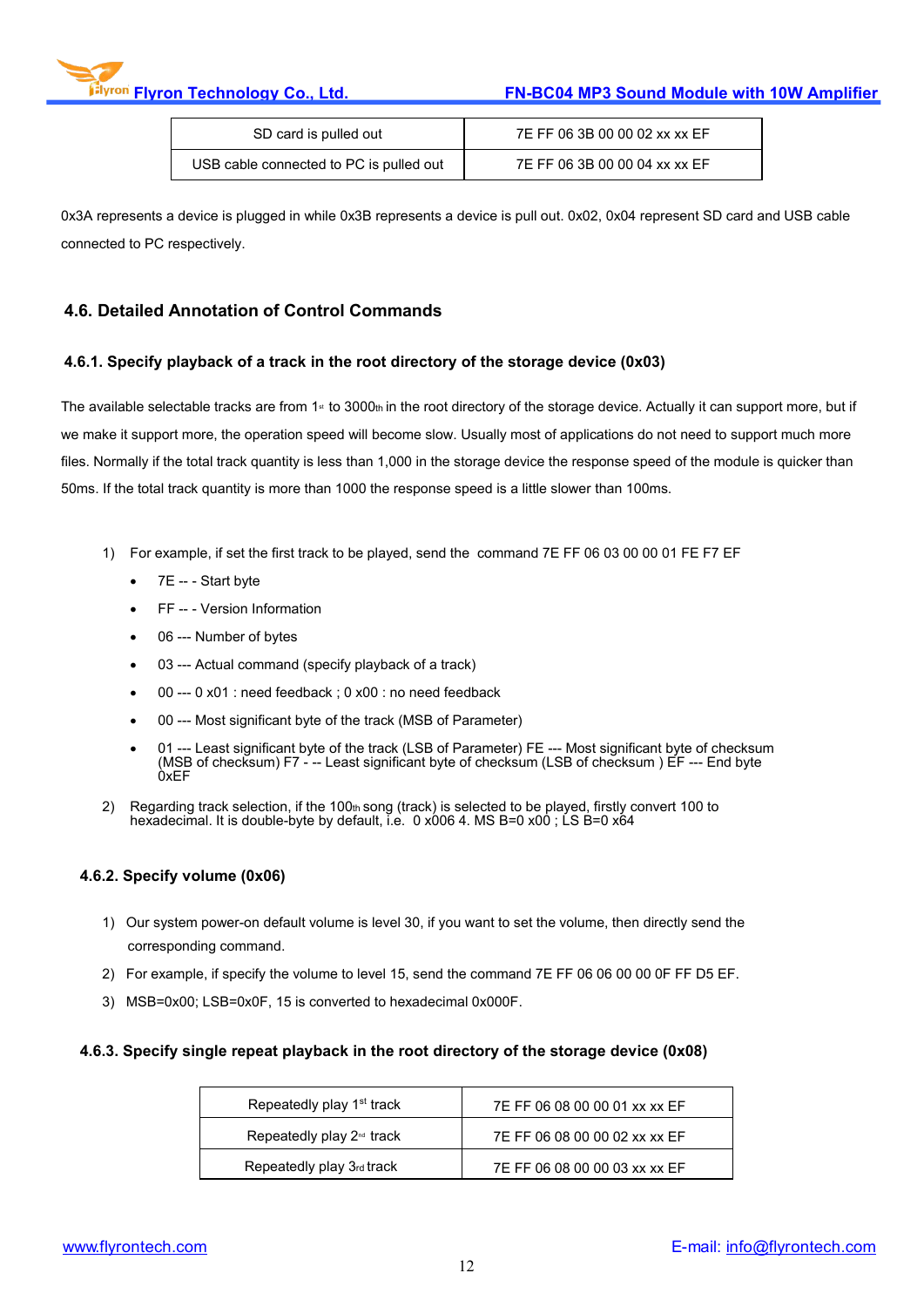| | |
|---|---|
| SD card is pulled out | 7E FF 06 3B 00 00 02 xx xx EF |
| USB cable connected to PC is pulled out | 7E FF 06 3B 00 00 04 xx xx EF |

0x3A represents a device is plugged in while 0x3B represents a device is pull out. 0x02, 0x04 represent SD card and USB cable connected to PC respectively.

## 4.6. Detailed Annotation of Control Commands

### 4.6.1. Specify playback of a track in the root directory of the storage device (0x03)

The available selectable tracks are from 1st to 3000th in the root directory of the storage device. Actually it can support more, but if we make it support more, the operation speed will become slow. Usually most of applications do not need to support much more files. Normally if the total track quantity is less than 1,000 in the storage device the response speed of the module is quicker than 50ms. If the total track quantity is more than 1000 the response speed is a little slower than 100ms.

1) For example, if set the first track to be played, send the command 7E FF 06 03 00 00 01 FE F7 EF
   - 7E -- - Start byte
   - FF -- - Version Information
   - 06 --- Number of bytes
   - 03 --- Actual command (specify playback of a track)
   - 00 --- 0 x01 : need feedback ; 0 x00 : no need feedback
   - 00 --- Most significant byte of the track (MSB of Parameter)
   - 01 --- Least significant byte of the track (LSB of Parameter) FE --- Most significant byte of checksum (MSB of checksum) F7 - -- Least significant byte of checksum (LSB of checksum ) EF --- End byte 0xEF
2) Regarding track selection, if the 100th song (track) is selected to be played, firstly convert 100 to hexadecimal. It is double-byte by default, i.e. 0 x006 4. MS B=0 x00 ; LS B=0 x64

### 4.6.2. Specify volume (0x06)

1) Our system power-on default volume is level 30, if you want to set the volume, then directly send the corresponding command.
2) For example, if specify the volume to level 15, send the command 7E FF 06 06 00 00 0F FF D5 EF.
3) MSB=0x00; LSB=0x0F, 15 is converted to hexadecimal 0x000F.

### 4.6.3. Specify single repeat playback in the root directory of the storage device (0x08)

| | |
|---|---|
| Repeatedly play 1st track | 7E FF 06 08 00 00 01 xx xx EF |
| Repeatedly play 2nd track | 7E FF 06 08 00 00 02 xx xx EF |
| Repeatedly play 3rd track | 7E FF 06 08 00 00 03 xx xx EF |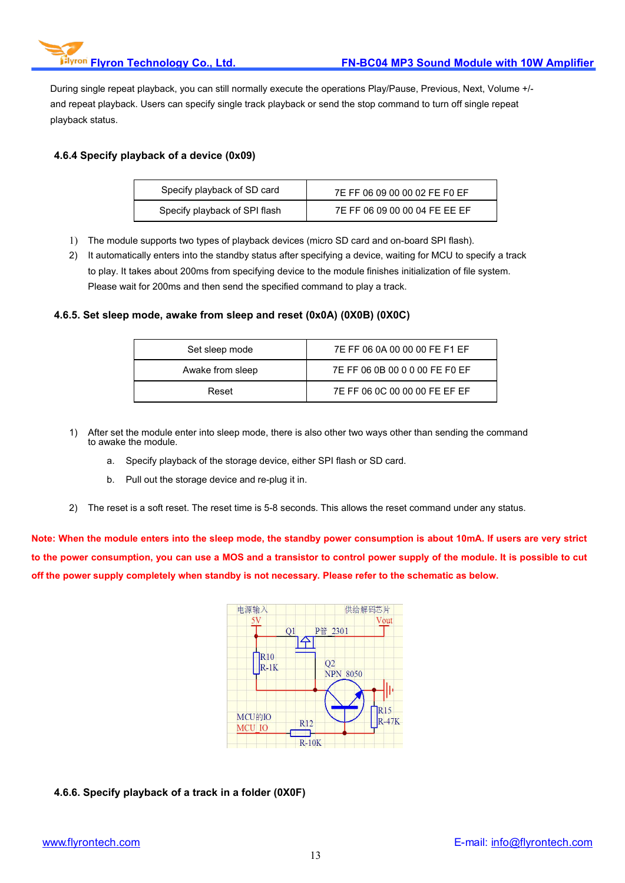During single repeat playback, you can still normally execute the operations Play/Pause, Previous, Next, Volume +/- and repeat playback. Users can specify single track playback or send the stop command to turn off single repeat playback status.

### 4.6.4 Specify playback of a device (0x09)

| Specify playback of SD card | 7E FF 06 09 00 00 02 FE F0 EF |
|---|---|
| Specify playback of SPI flash | 7E FF 06 09 00 00 04 FE EE EF |

1) The module supports two types of playback devices (micro SD card and on-board SPI flash).
2) It automatically enters into the standby status after specifying a device, waiting for MCU to specify a track to play. It takes about 200ms from specifying device to the module finishes initialization of file system. Please wait for 200ms and then send the specified command to play a track.

### 4.6.5. Set sleep mode, awake from sleep and reset (0x0A) (0X0B) (0X0C)

| Set sleep mode | 7E FF 06 0A 00 00 00 FE F1 EF |
|---|---|
| Awake from sleep | 7E FF 06 0B 00 0 0 00 FE F0 EF |
| Reset | 7E FF 06 0C 00 00 00 FE EF EF |

1) After set the module enter into sleep mode, there is also other two ways other than sending the command to awake the module.
   a. Specify playback of the storage device, either SPI flash or SD card.
   b. Pull out the storage device and re-plug it in.

2) The reset is a soft reset. The reset time is 5-8 seconds. This allows the reset command under any status.

**Note: When the module enters into the sleep mode, the standby power consumption is about 10mA. If users are very strict to the power consumption, you can use a MOS and a transistor to control power supply of the module. It is possible to cut off the power supply completely when standby is not necessary. Please refer to the schematic as below.**

电源输入 5V | 供给解码芯片 Vout | Q1 P管 2301 | R10 R-1K | Q2 NPN 8050 | R15 R-47K | MCU的IO MCU_IO | R12 R-10K

### 4.6.6. Specify playback of a track in a folder (0X0F)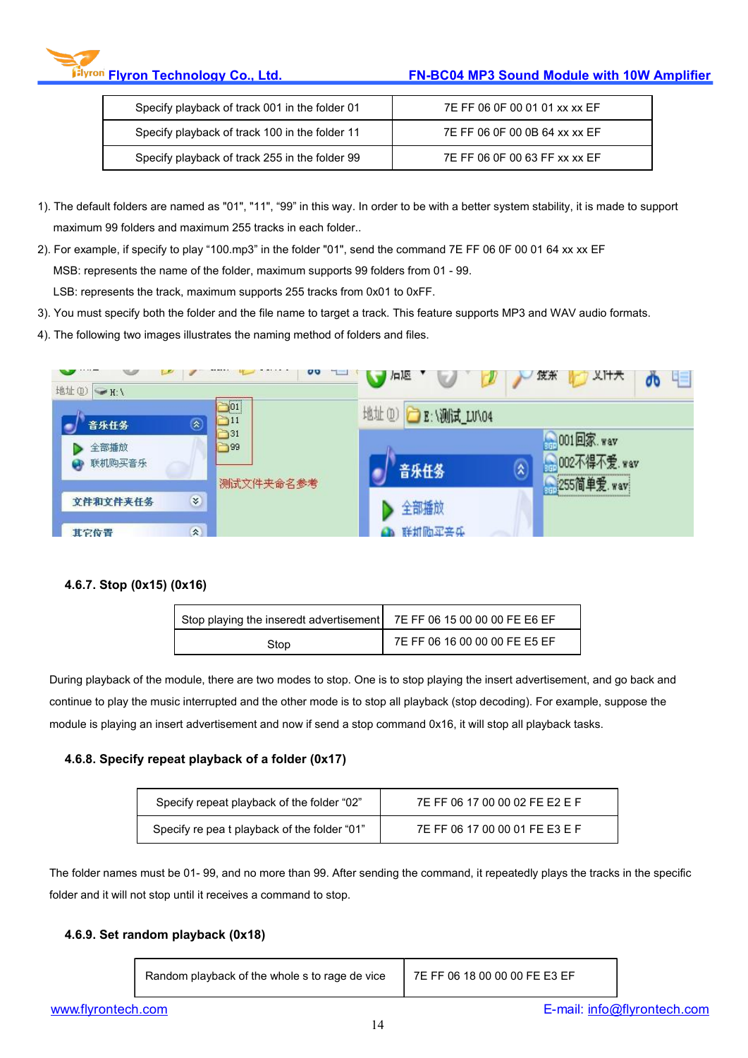| | |
|---|---|
| Specify playback of track 001 in the folder 01 | 7E FF 06 0F 00 01 01 xx xx EF |
| Specify playback of track 100 in the folder 11 | 7E FF 06 0F 00 0B 64 xx xx EF |
| Specify playback of track 255 in the folder 99 | 7E FF 06 0F 00 63 FF xx xx EF |

1). The default folders are named as "01", "11", "99" in this way. In order to be with a better system stability, it is made to support maximum 99 folders and maximum 255 tracks in each folder..

2). For example, if specify to play "100.mp3" in the folder "01", send the command 7E FF 06 0F 00 01 64 xx xx EF

MSB: represents the name of the folder, maximum supports 99 folders from 01 - 99.

LSB: represents the track, maximum supports 255 tracks from 0x01 to 0xFF.

3). You must specify both the folder and the file name to target a track. This feature supports MP3 and WAV audio formats.

4). The following two images illustrates the naming method of folders and files.

#### 4.6.7. Stop (0x15) (0x16)

| | |
|---|---|
| Stop playing the inseredt advertisement | 7E FF 06 15 00 00 00 FE E6 EF |
| Stop | 7E FF 06 16 00 00 00 FE E5 EF |

During playback of the module, there are two modes to stop. One is to stop playing the insert advertisement, and go back and continue to play the music interrupted and the other mode is to stop all playback (stop decoding). For example, suppose the module is playing an insert advertisement and now if send a stop command 0x16, it will stop all playback tasks.

#### 4.6.8. Specify repeat playback of a folder (0x17)

| | |
|---|---|
| Specify repeat playback of the folder "02" | 7E FF 06 17 00 00 02 FE E2 E F |
| Specify re pea t playback of the folder "01" | 7E FF 06 17 00 00 01 FE E3 E F |

The folder names must be 01- 99, and no more than 99. After sending the command, it repeatedly plays the tracks in the specific folder and it will not stop until it receives a command to stop.

#### 4.6.9. Set random playback (0x18)

| | |
|---|---|
| Random playback of the whole s to rage de vice | 7E FF 06 18 00 00 00 FE E3 EF |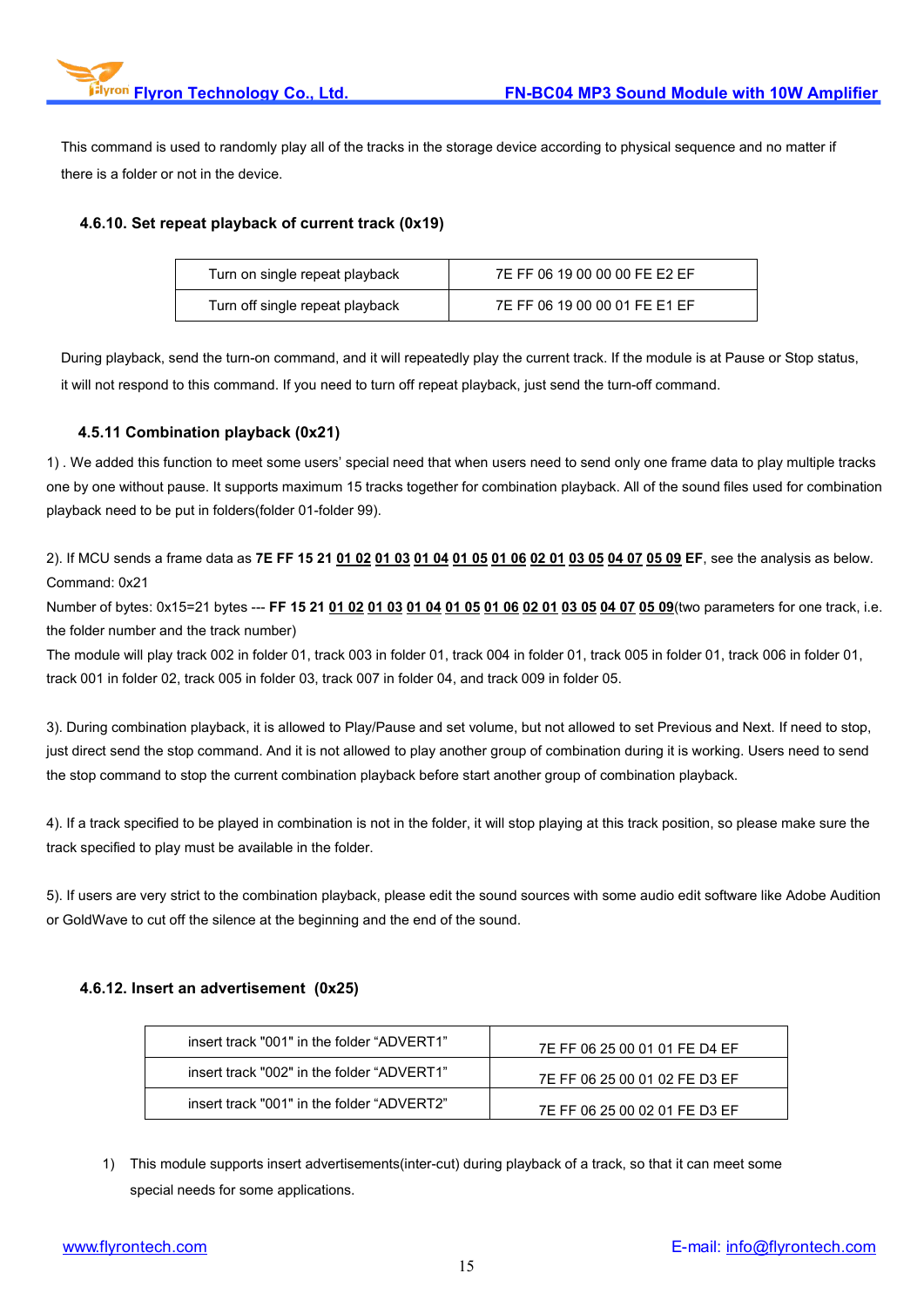This command is used to randomly play all of the tracks in the storage device according to physical sequence and no matter if there is a folder or not in the device.

### 4.6.10. Set repeat playback of current track (0x19)

| | |
|---|---|
| Turn on single repeat playback | 7E FF 06 19 00 00 00 FE E2 EF |
| Turn off single repeat playback | 7E FF 06 19 00 00 01 FE E1 EF |

During playback, send the turn-on command, and it will repeatedly play the current track. If the module is at Pause or Stop status, it will not respond to this command. If you need to turn off repeat playback, just send the turn-off command.

### 4.5.11 Combination playback (0x21)

1) . We added this function to meet some users' special need that when users need to send only one frame data to play multiple tracks one by one without pause. It supports maximum 15 tracks together for combination playback. All of the sound files used for combination playback need to be put in folders(folder 01-folder 99).

2). If MCU sends a frame data as **7E FF 15 21 01 02 01 03 01 04 01 05 01 06 02 01 03 05 04 07 05 09 EF**, see the analysis as below.
Command: 0x21
Number of bytes: 0x15=21 bytes --- **FF 15 21 01 02 01 03 01 04 01 05 01 06 02 01 03 05 04 07 05 09**(two parameters for one track, i.e. the folder number and the track number)
The module will play track 002 in folder 01, track 003 in folder 01, track 004 in folder 01, track 005 in folder 01, track 006 in folder 01, track 001 in folder 02, track 005 in folder 03, track 007 in folder 04, and track 009 in folder 05.

3). During combination playback, it is allowed to Play/Pause and set volume, but not allowed to set Previous and Next. If need to stop, just direct send the stop command. And it is not allowed to play another group of combination during it is working. Users need to send the stop command to stop the current combination playback before start another group of combination playback.

4). If a track specified to be played in combination is not in the folder, it will stop playing at this track position, so please make sure the track specified to play must be available in the folder.

5). If users are very strict to the combination playback, please edit the sound sources with some audio edit software like Adobe Audition or GoldWave to cut off the silence at the beginning and the end of the sound.

### 4.6.12. Insert an advertisement (0x25)

| | |
|---|---|
| insert track "001" in the folder "ADVERT1" | 7E FF 06 25 00 01 01 FE D4 EF |
| insert track "002" in the folder "ADVERT1" | 7E FF 06 25 00 01 02 FE D3 EF |
| insert track "001" in the folder "ADVERT2" | 7E FF 06 25 00 02 01 FE D3 EF |

1) This module supports insert advertisements(inter-cut) during playback of a track, so that it can meet some special needs for some applications.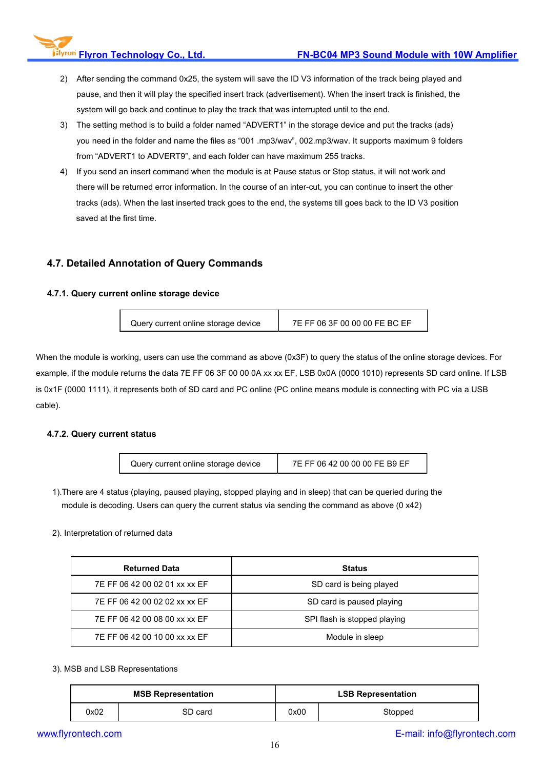2) After sending the command 0x25, the system will save the ID V3 information of the track being played and pause, and then it will play the specified insert track (advertisement). When the insert track is finished, the system will go back and continue to play the track that was interrupted until to the end.

3) The setting method is to build a folder named "ADVERT1" in the storage device and put the tracks (ads) you need in the folder and name the files as "001 .mp3/wav", 002.mp3/wav. It supports maximum 9 folders from "ADVERT1 to ADVERT9", and each folder can have maximum 255 tracks.

4) If you send an insert command when the module is at Pause status or Stop status, it will not work and there will be returned error information. In the course of an inter-cut, you can continue to insert the other tracks (ads). When the last inserted track goes to the end, the systems till goes back to the ID V3 position saved at the first time.

### 4.7. Detailed Annotation of Query Commands

#### 4.7.1. Query current online storage device

| Query current online storage device | 7E FF 06 3F 00 00 00 FE BC EF |
|---|---|

When the module is working, users can use the command as above (0x3F) to query the status of the online storage devices. For example, if the module returns the data 7E FF 06 3F 00 00 0A xx xx EF, LSB 0x0A (0000 1010) represents SD card online. If LSB is 0x1F (0000 1111), it represents both of SD card and PC online (PC online means module is connecting with PC via a USB cable).

#### 4.7.2. Query current status

| Query current online storage device | 7E FF 06 42 00 00 00 FE B9 EF |
|---|---|

1).There are 4 status (playing, paused playing, stopped playing and in sleep) that can be queried during the module is decoding. Users can query the current status via sending the command as above (0 x42)

2). Interpretation of returned data

| Returned Data | Status |
|---|---|
| 7E FF 06 42 00 02 01 xx xx EF | SD card is being played |
| 7E FF 06 42 00 02 02 xx xx EF | SD card is paused playing |
| 7E FF 06 42 00 08 00 xx xx EF | SPI flash is stopped playing |
| 7E FF 06 42 00 10 00 xx xx EF | Module in sleep |

3). MSB and LSB Representations

| MSB Representation | | LSB Representation | |
|---|---|---|---|
| 0x02 | SD card | 0x00 | Stopped |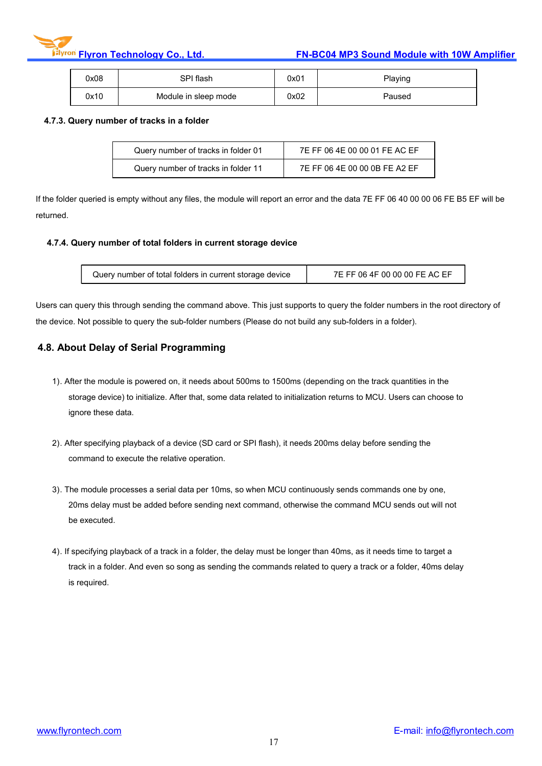| | | | |
|---|---|---|---|
| 0x08 | SPI flash | 0x01 | Playing |
| 0x10 | Module in sleep mode | 0x02 | Paused |

#### 4.7.3. Query number of tracks in a folder

| | |
|---|---|
| Query number of tracks in folder 01 | 7E FF 06 4E 00 00 01 FE AC EF |
| Query number of tracks in folder 11 | 7E FF 06 4E 00 00 0B FE A2 EF |

If the folder queried is empty without any files, the module will report an error and the data 7E FF 06 40 00 00 06 FE B5 EF will be returned.

#### 4.7.4. Query number of total folders in current storage device

| | |
|---|---|
| Query number of total folders in current storage device | 7E FF 06 4F 00 00 00 FE AC EF |

Users can query this through sending the command above. This just supports to query the folder numbers in the root directory of the device. Not possible to query the sub-folder numbers (Please do not build any sub-folders in a folder).

### 4.8. About Delay of Serial Programming

1). After the module is powered on, it needs about 500ms to 1500ms (depending on the track quantities in the storage device) to initialize. After that, some data related to initialization returns to MCU. Users can choose to ignore these data.

2). After specifying playback of a device (SD card or SPI flash), it needs 200ms delay before sending the command to execute the relative operation.

3). The module processes a serial data per 10ms, so when MCU continuously sends commands one by one, 20ms delay must be added before sending next command, otherwise the command MCU sends out will not be executed.

4). If specifying playback of a track in a folder, the delay must be longer than 40ms, as it needs time to target a track in a folder. And even so song as sending the commands related to query a track or a folder, 40ms delay is required.